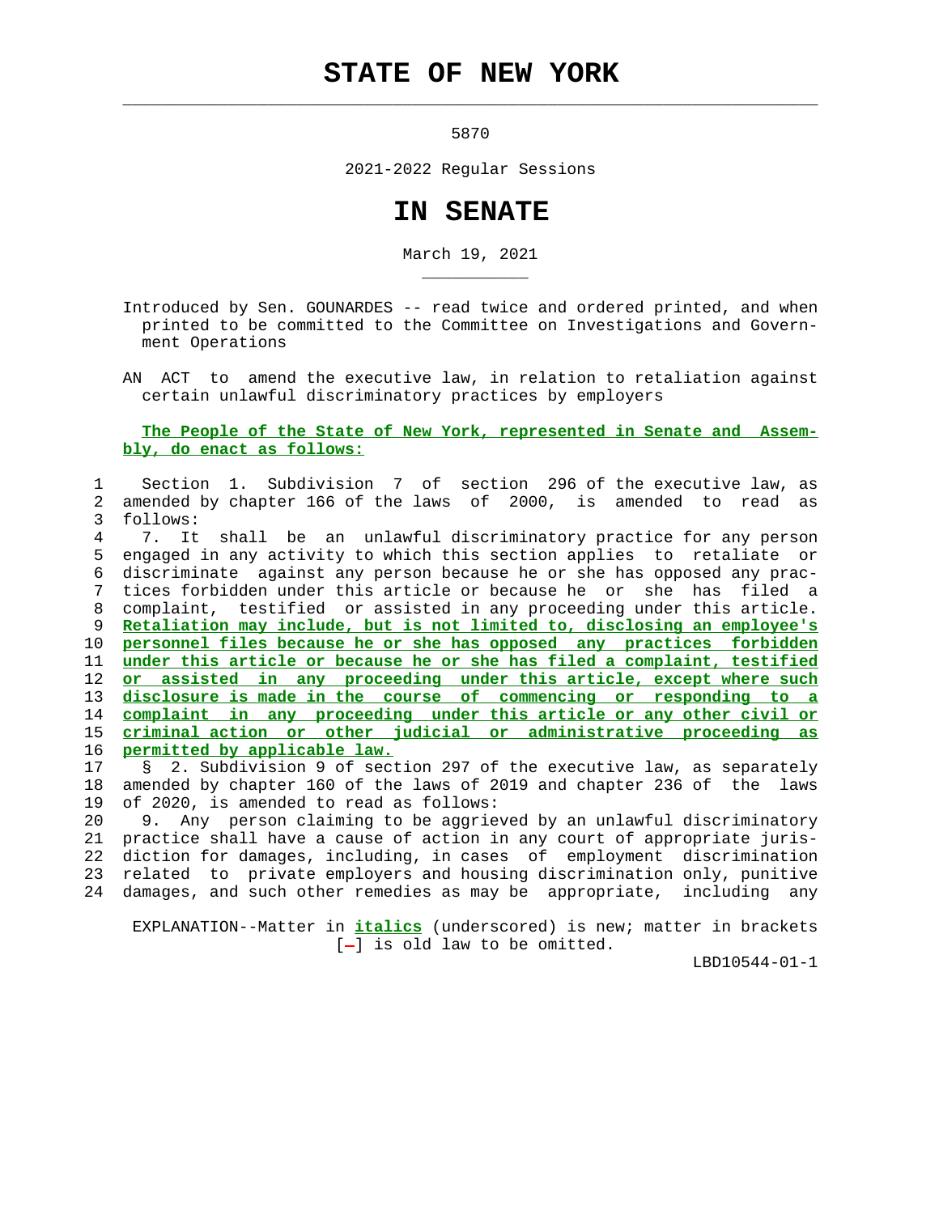# STATE OF NEW YORK

5870

2021-2022 Regular Sessions

# IN SENATE

March 19, 2021

Introduced by Sen. GOUNARDES -- read twice and ordered printed, and when printed to be committed to the Committee on Investigations and Government Operations

AN ACT to amend the executive law, in relation to retaliation against certain unlawful discriminatory practices by employers

The People of the State of New York, represented in Senate and Assembly, do enact as follows:

Section 1. Subdivision 7 of section 296 of the executive law, as amended by chapter 166 of the laws of 2000, is amended to read as follows:

7. It shall be an unlawful discriminatory practice for any person engaged in any activity to which this section applies to retaliate or discriminate against any person because he or she has opposed any practices forbidden under this article or because he or she has filed a complaint, testified or assisted in any proceeding under this article. *Retaliation may include, but is not limited to, disclosing an employee's personnel files because he or she has opposed any practices forbidden under this article or because he or she has filed a complaint, testified or assisted in any proceeding under this article, except where such disclosure is made in the course of commencing or responding to a complaint in any proceeding under this article or any other civil or criminal action or other judicial or administrative proceeding as permitted by applicable law.*

§ 2. Subdivision 9 of section 297 of the executive law, as separately amended by chapter 160 of the laws of 2019 and chapter 236 of the laws of 2020, is amended to read as follows:

9. Any person claiming to be aggrieved by an unlawful discriminatory practice shall have a cause of action in any court of appropriate jurisdiction for damages, including, in cases of employment discrimination related to private employers and housing discrimination only, punitive damages, and such other remedies as may be appropriate, including any

EXPLANATION--Matter in *italics* (underscored) is new; matter in brackets [-] is old law to be omitted.

LBD10544-01-1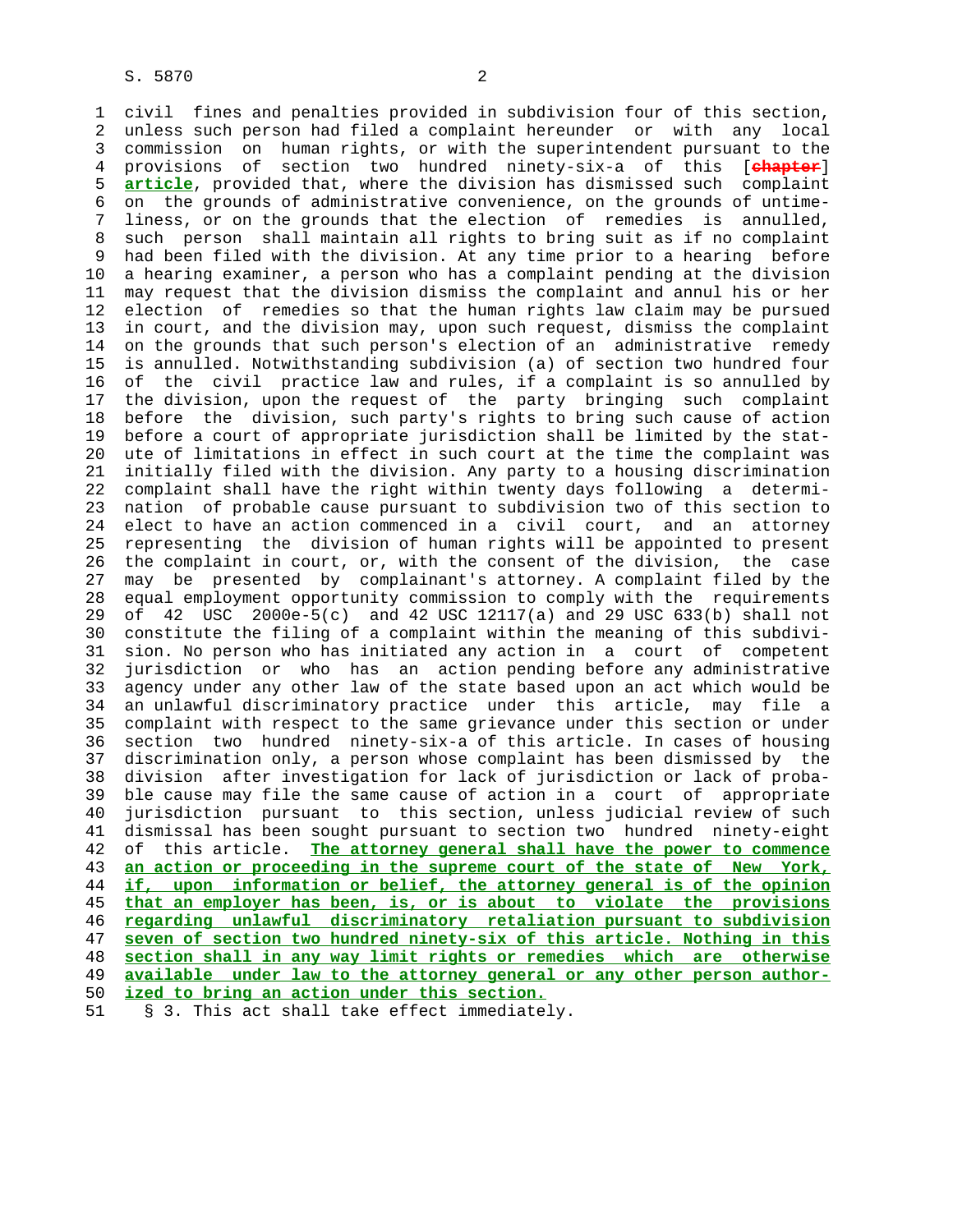civil fines and penalties provided in subdivision four of this section, unless such person had filed a complaint hereunder or with any local commission on human rights, or with the superintendent pursuant to the provisions of section two hundred ninety-six-a of this [~~chapter~~] **article**, provided that, where the division has dismissed such complaint on the grounds of administrative convenience, on the grounds of untimeliness, or on the grounds that the election of remedies is annulled, such person shall maintain all rights to bring suit as if no complaint had been filed with the division. At any time prior to a hearing before a hearing examiner, a person who has a complaint pending at the division may request that the division dismiss the complaint and annul his or her election of remedies so that the human rights law claim may be pursued in court, and the division may, upon such request, dismiss the complaint on the grounds that such person's election of an administrative remedy is annulled. Notwithstanding subdivision (a) of section two hundred four of the civil practice law and rules, if a complaint is so annulled by the division, upon the request of the party bringing such complaint before the division, such party's rights to bring such cause of action before a court of appropriate jurisdiction shall be limited by the statute of limitations in effect in such court at the time the complaint was initially filed with the division. Any party to a housing discrimination complaint shall have the right within twenty days following a determination of probable cause pursuant to subdivision two of this section to elect to have an action commenced in a civil court, and an attorney representing the division of human rights will be appointed to present the complaint in court, or, with the consent of the division, the case may be presented by complainant's attorney. A complaint filed by the equal employment opportunity commission to comply with the requirements of 42 USC 2000e-5(c) and 42 USC 12117(a) and 29 USC 633(b) shall not constitute the filing of a complaint within the meaning of this subdivision. No person who has initiated any action in a court of competent jurisdiction or who has an action pending before any administrative agency under any other law of the state based upon an act which would be an unlawful discriminatory practice under this article, may file a complaint with respect to the same grievance under this section or under section two hundred ninety-six-a of this article. In cases of housing discrimination only, a person whose complaint has been dismissed by the division after investigation for lack of jurisdiction or lack of probable cause may file the same cause of action in a court of appropriate jurisdiction pursuant to this section, unless judicial review of such dismissal has been sought pursuant to section two hundred ninety-eight of this article. **The attorney general shall have the power to commence an action or proceeding in the supreme court of the state of New York, if, upon information or belief, the attorney general is of the opinion that an employer has been, is, or is about to violate the provisions regarding unlawful discriminatory retaliation pursuant to subdivision seven of section two hundred ninety-six of this article. Nothing in this section shall in any way limit rights or remedies which are otherwise available under law to the attorney general or any other person authorized to bring an action under this section.**

§ 3. This act shall take effect immediately.